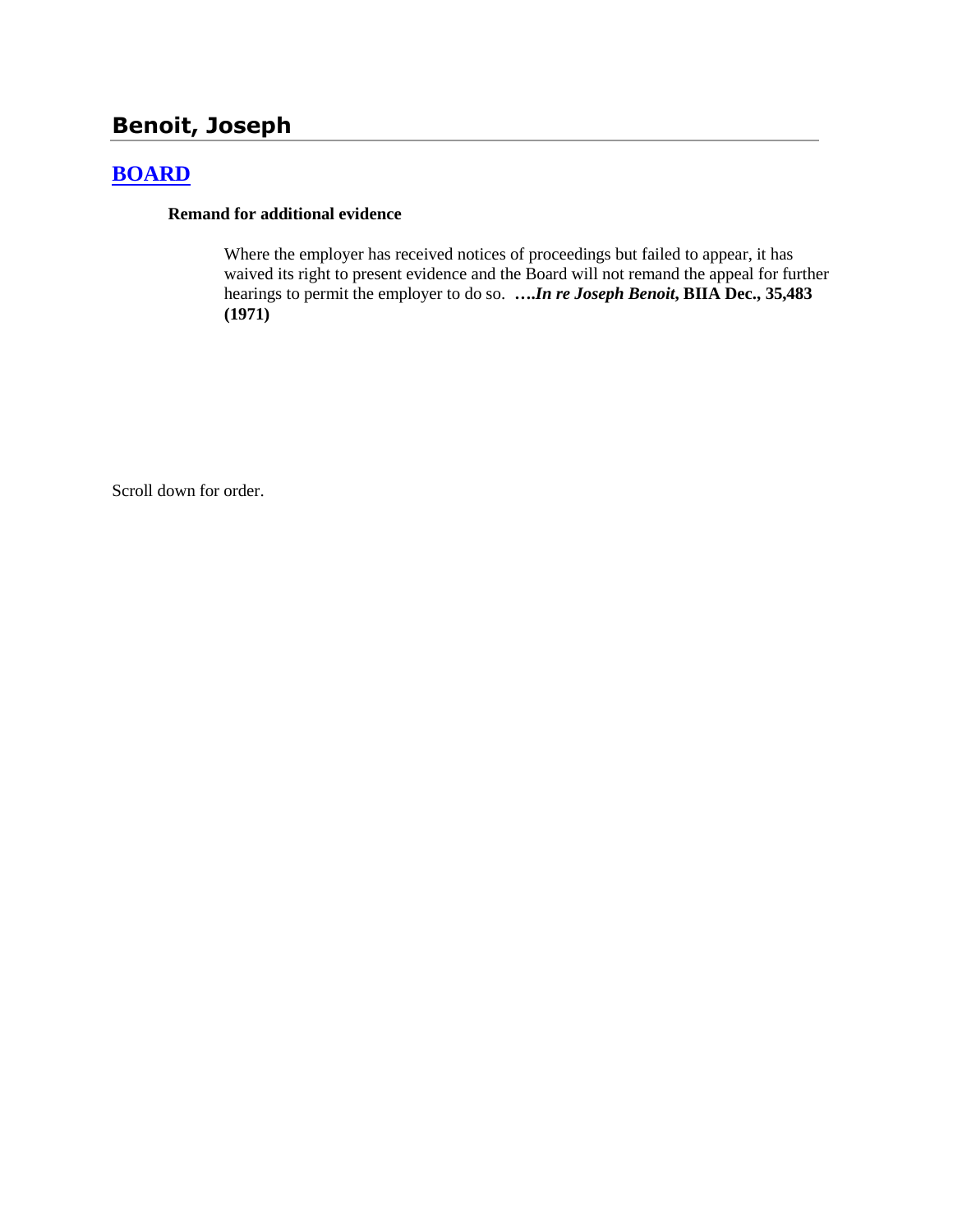## Benoit, Joseph

### BOARD

**Remand for additional evidence**

Where the employer has received notices of proceedings but failed to appear, it has waived its right to present evidence and the Board will not remand the appeal for further hearings to permit the employer to do so. **….*In re Joseph Benoit*, BIIA Dec., 35,483 (1971)**

Scroll down for order.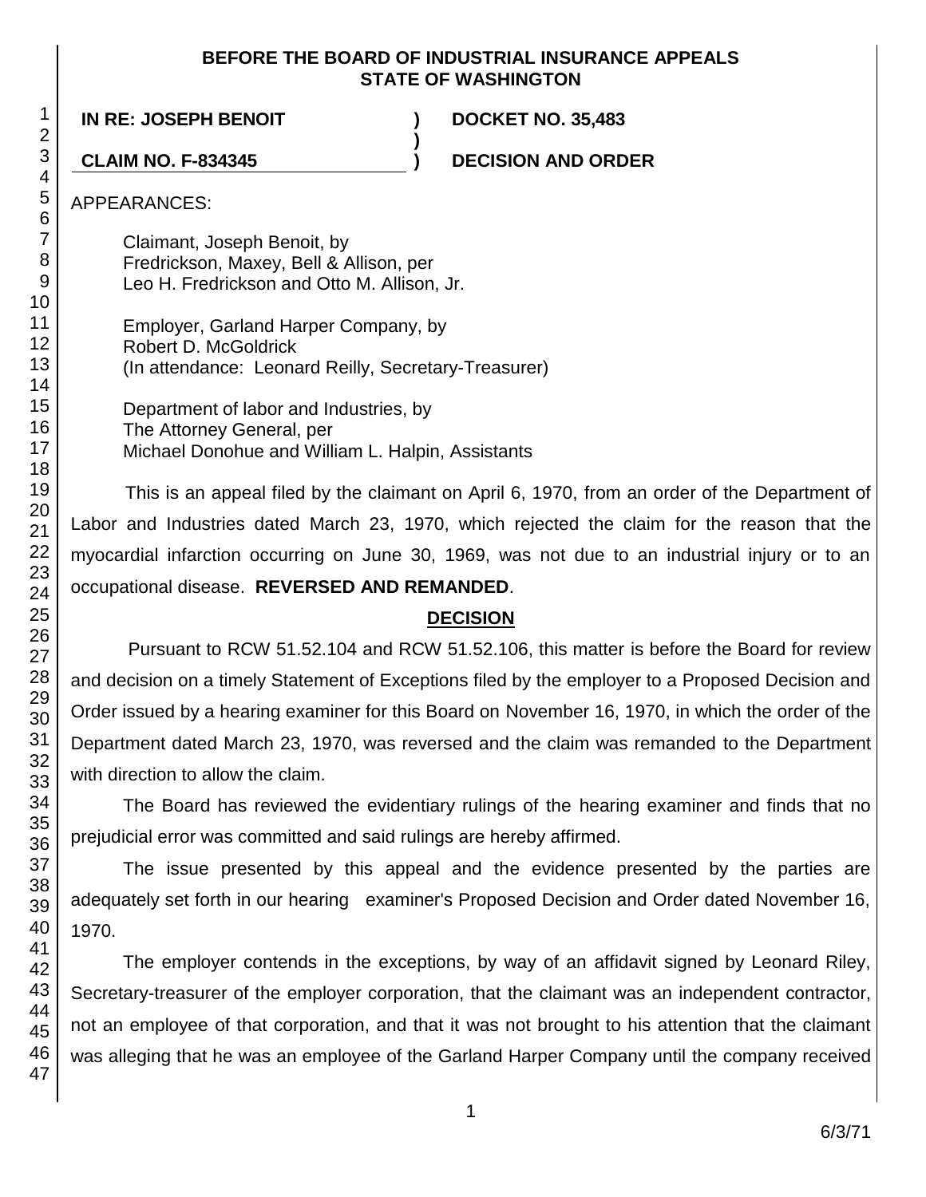**BEFORE THE BOARD OF INDUSTRIAL INSURANCE APPEALS**
**STATE OF WASHINGTON**

**IN RE: JOSEPH BENOIT** ) **DOCKET NO. 35,483**
)
**CLAIM NO. F-834345** ) **DECISION AND ORDER**

APPEARANCES:

Claimant, Joseph Benoit, by
Fredrickson, Maxey, Bell & Allison, per
Leo H. Fredrickson and Otto M. Allison, Jr.

Employer, Garland Harper Company, by
Robert D. McGoldrick
(In attendance: Leonard Reilly, Secretary-Treasurer)

Department of labor and Industries, by
The Attorney General, per
Michael Donohue and William L. Halpin, Assistants

This is an appeal filed by the claimant on April 6, 1970, from an order of the Department of Labor and Industries dated March 23, 1970, which rejected the claim for the reason that the myocardial infarction occurring on June 30, 1969, was not due to an industrial injury or to an occupational disease. **REVERSED AND REMANDED**.

## DECISION

Pursuant to RCW 51.52.104 and RCW 51.52.106, this matter is before the Board for review and decision on a timely Statement of Exceptions filed by the employer to a Proposed Decision and Order issued by a hearing examiner for this Board on November 16, 1970, in which the order of the Department dated March 23, 1970, was reversed and the claim was remanded to the Department with direction to allow the claim.

The Board has reviewed the evidentiary rulings of the hearing examiner and finds that no prejudicial error was committed and said rulings are hereby affirmed.

The issue presented by this appeal and the evidence presented by the parties are adequately set forth in our hearing examiner's Proposed Decision and Order dated November 16, 1970.

The employer contends in the exceptions, by way of an affidavit signed by Leonard Riley, Secretary-treasurer of the employer corporation, that the claimant was an independent contractor, not an employee of that corporation, and that it was not brought to his attention that the claimant was alleging that he was an employee of the Garland Harper Company until the company received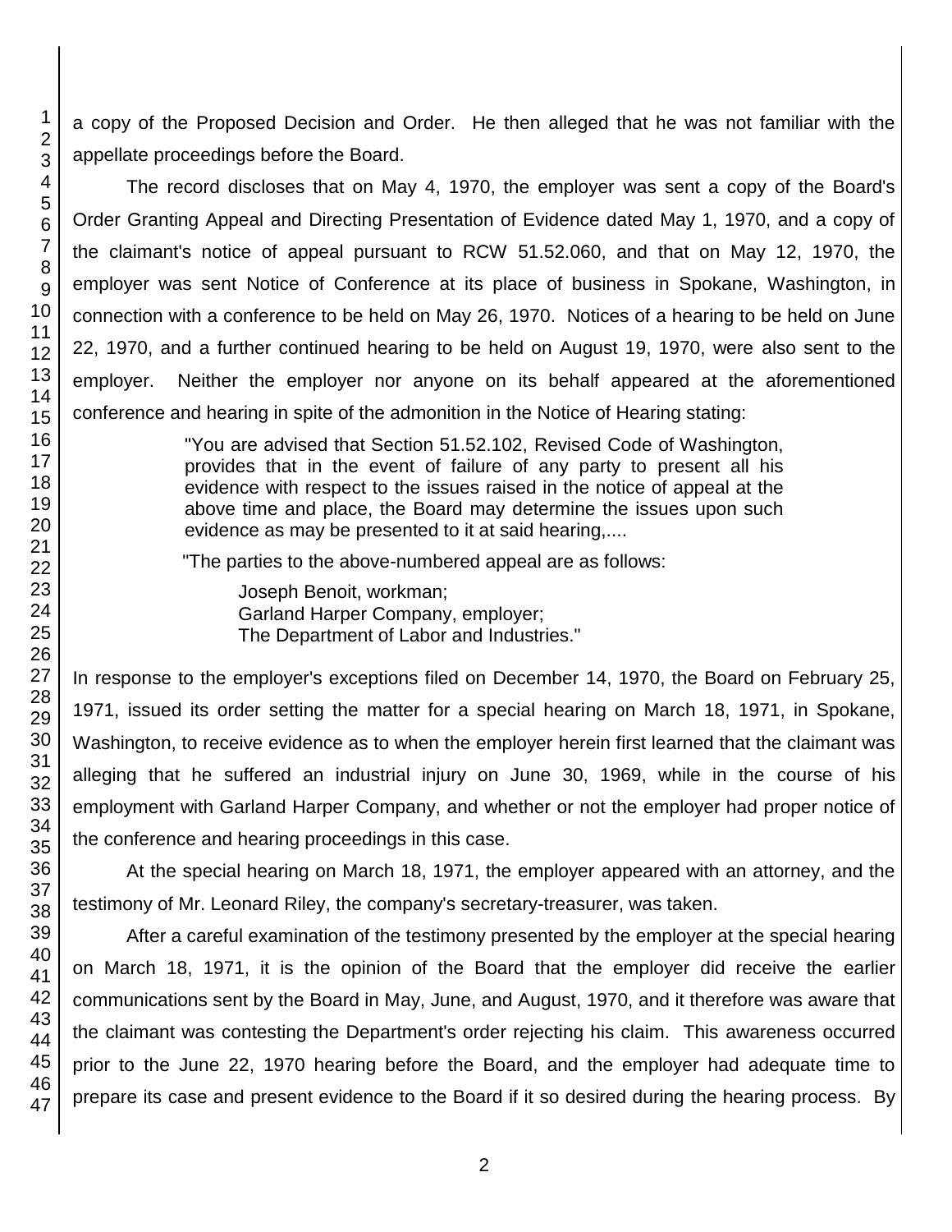a copy of the Proposed Decision and Order. He then alleged that he was not familiar with the appellate proceedings before the Board.

The record discloses that on May 4, 1970, the employer was sent a copy of the Board's Order Granting Appeal and Directing Presentation of Evidence dated May 1, 1970, and a copy of the claimant's notice of appeal pursuant to RCW 51.52.060, and that on May 12, 1970, the employer was sent Notice of Conference at its place of business in Spokane, Washington, in connection with a conference to be held on May 26, 1970. Notices of a hearing to be held on June 22, 1970, and a further continued hearing to be held on August 19, 1970, were also sent to the employer. Neither the employer nor anyone on its behalf appeared at the aforementioned conference and hearing in spite of the admonition in the Notice of Hearing stating:

> "You are advised that Section 51.52.102, Revised Code of Washington, provides that in the event of failure of any party to present all his evidence with respect to the issues raised in the notice of appeal at the above time and place, the Board may determine the issues upon such evidence as may be presented to it at said hearing,....
>
> "The parties to the above-numbered appeal are as follows:
>
> Joseph Benoit, workman;
> Garland Harper Company, employer;
> The Department of Labor and Industries."

In response to the employer's exceptions filed on December 14, 1970, the Board on February 25, 1971, issued its order setting the matter for a special hearing on March 18, 1971, in Spokane, Washington, to receive evidence as to when the employer herein first learned that the claimant was alleging that he suffered an industrial injury on June 30, 1969, while in the course of his employment with Garland Harper Company, and whether or not the employer had proper notice of the conference and hearing proceedings in this case.

At the special hearing on March 18, 1971, the employer appeared with an attorney, and the testimony of Mr. Leonard Riley, the company's secretary-treasurer, was taken.

After a careful examination of the testimony presented by the employer at the special hearing on March 18, 1971, it is the opinion of the Board that the employer did receive the earlier communications sent by the Board in May, June, and August, 1970, and it therefore was aware that the claimant was contesting the Department's order rejecting his claim. This awareness occurred prior to the June 22, 1970 hearing before the Board, and the employer had adequate time to prepare its case and present evidence to the Board if it so desired during the hearing process. By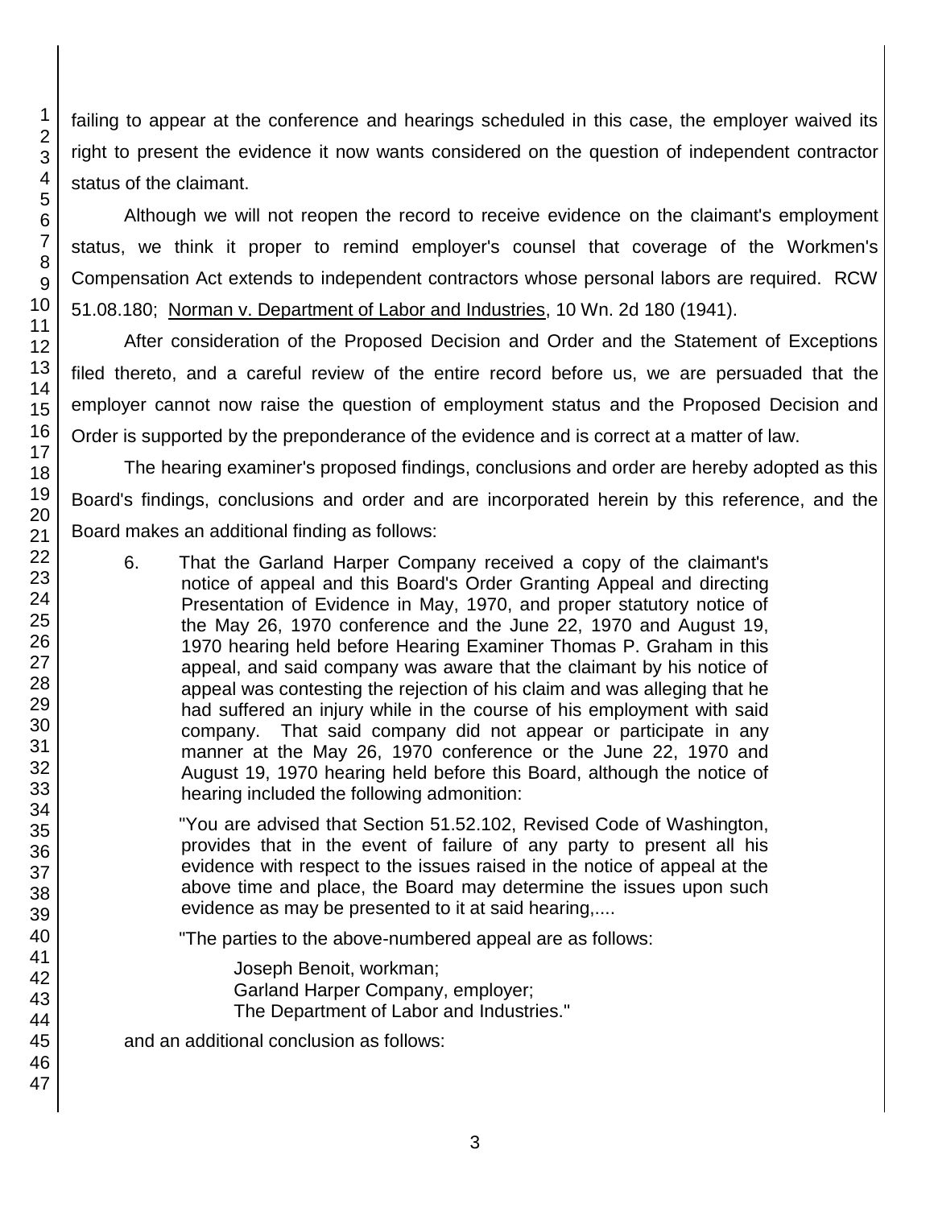failing to appear at the conference and hearings scheduled in this case, the employer waived its right to present the evidence it now wants considered on the question of independent contractor status of the claimant.

Although we will not reopen the record to receive evidence on the claimant's employment status, we think it proper to remind employer's counsel that coverage of the Workmen's Compensation Act extends to independent contractors whose personal labors are required. RCW 51.08.180; Norman v. Department of Labor and Industries, 10 Wn. 2d 180 (1941).

After consideration of the Proposed Decision and Order and the Statement of Exceptions filed thereto, and a careful review of the entire record before us, we are persuaded that the employer cannot now raise the question of employment status and the Proposed Decision and Order is supported by the preponderance of the evidence and is correct at a matter of law.

The hearing examiner's proposed findings, conclusions and order are hereby adopted as this Board's findings, conclusions and order and are incorporated herein by this reference, and the Board makes an additional finding as follows:

> 6. That the Garland Harper Company received a copy of the claimant's notice of appeal and this Board's Order Granting Appeal and directing Presentation of Evidence in May, 1970, and proper statutory notice of the May 26, 1970 conference and the June 22, 1970 and August 19, 1970 hearing held before Hearing Examiner Thomas P. Graham in this appeal, and said company was aware that the claimant by his notice of appeal was contesting the rejection of his claim and was alleging that he had suffered an injury while in the course of his employment with said company. That said company did not appear or participate in any manner at the May 26, 1970 conference or the June 22, 1970 and August 19, 1970 hearing held before this Board, although the notice of hearing included the following admonition:
>
> "You are advised that Section 51.52.102, Revised Code of Washington, provides that in the event of failure of any party to present all his evidence with respect to the issues raised in the notice of appeal at the above time and place, the Board may determine the issues upon such evidence as may be presented to it at said hearing,....
>
> "The parties to the above-numbered appeal are as follows:
>
> Joseph Benoit, workman;
> Garland Harper Company, employer;
> The Department of Labor and Industries."

and an additional conclusion as follows: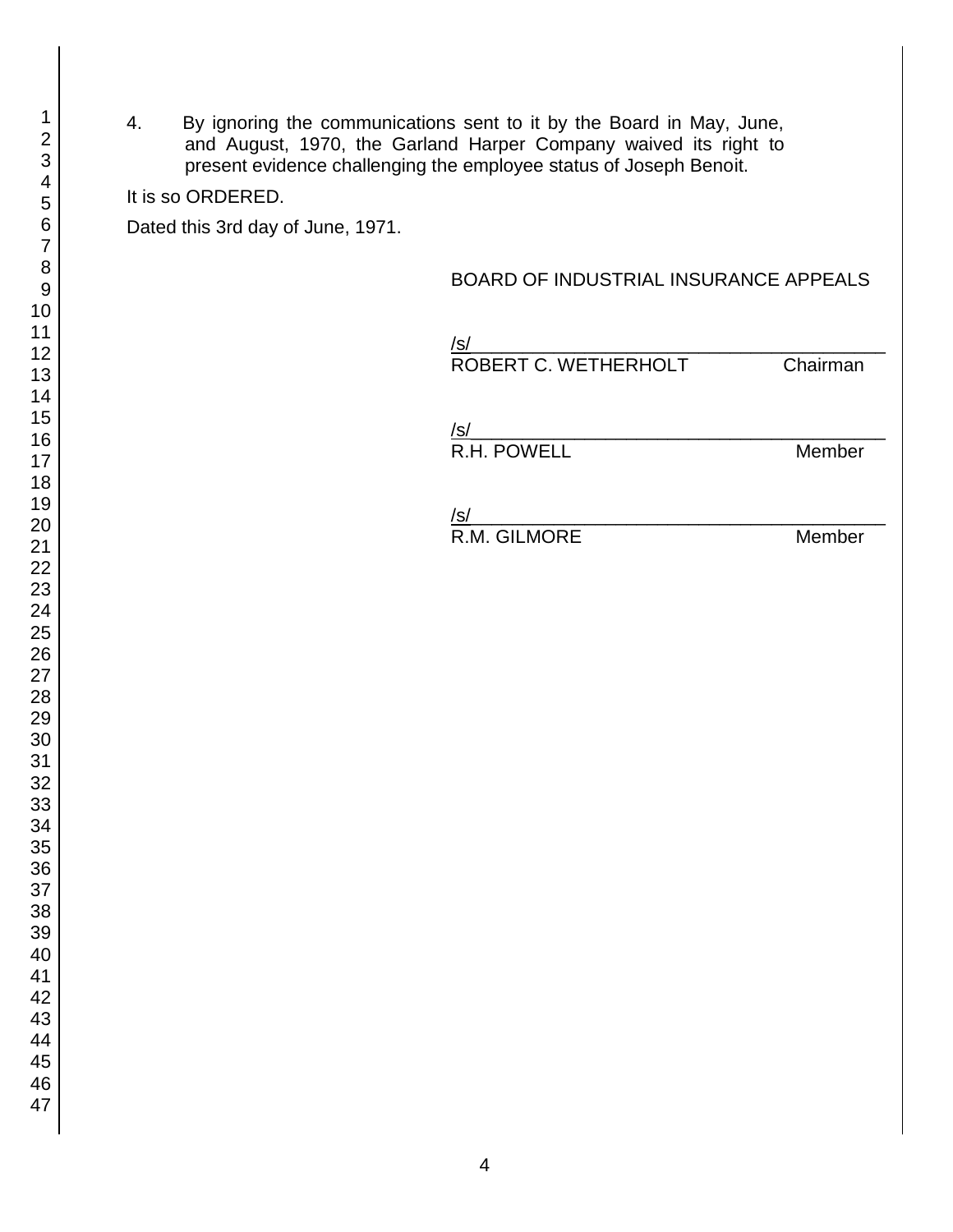4. By ignoring the communications sent to it by the Board in May, June, and August, 1970, the Garland Harper Company waived its right to present evidence challenging the employee status of Joseph Benoit.

It is so ORDERED.

Dated this 3rd day of June, 1971.

BOARD OF INDUSTRIAL INSURANCE APPEALS

/s/
ROBERT C. WETHERHOLT Chairman

/s/
R.H. POWELL Member

/s/
R.M. GILMORE Member